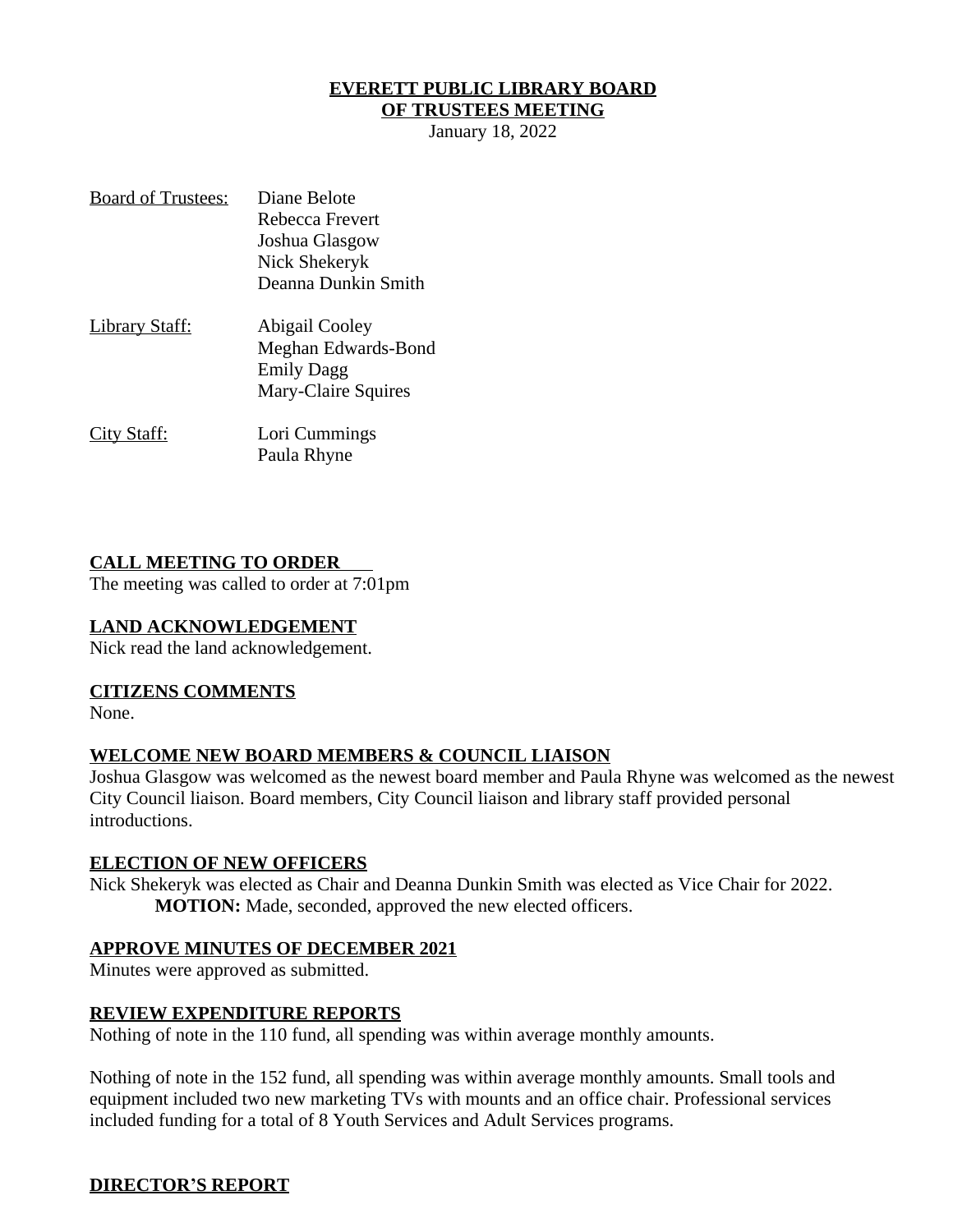# EVERETT PUBLIC LIBRARY BOARD OF TRUSTEES MEETING

January 18, 2022

Board of Trustees: Diane Belote
Rebecca Frevert
Joshua Glasgow
Nick Shekeryk
Deanna Dunkin Smith

Library Staff: Abigail Cooley
Meghan Edwards-Bond
Emily Dagg
Mary-Claire Squires

City Staff: Lori Cummings
Paula Rhyne

## CALL MEETING TO ORDER

The meeting was called to order at 7:01pm

## LAND ACKNOWLEDGEMENT

Nick read the land acknowledgement.

## CITIZENS COMMENTS

None.

## WELCOME NEW BOARD MEMBERS & COUNCIL LIAISON

Joshua Glasgow was welcomed as the newest board member and Paula Rhyne was welcomed as the newest City Council liaison. Board members, City Council liaison and library staff provided personal introductions.

## ELECTION OF NEW OFFICERS

Nick Shekeryk was elected as Chair and Deanna Dunkin Smith was elected as Vice Chair for 2022.

**MOTION:** Made, seconded, approved the new elected officers.

## APPROVE MINUTES OF DECEMBER 2021

Minutes were approved as submitted.

## REVIEW EXPENDITURE REPORTS

Nothing of note in the 110 fund, all spending was within average monthly amounts.

Nothing of note in the 152 fund, all spending was within average monthly amounts. Small tools and equipment included two new marketing TVs with mounts and an office chair. Professional services included funding for a total of 8 Youth Services and Adult Services programs.

## DIRECTOR'S REPORT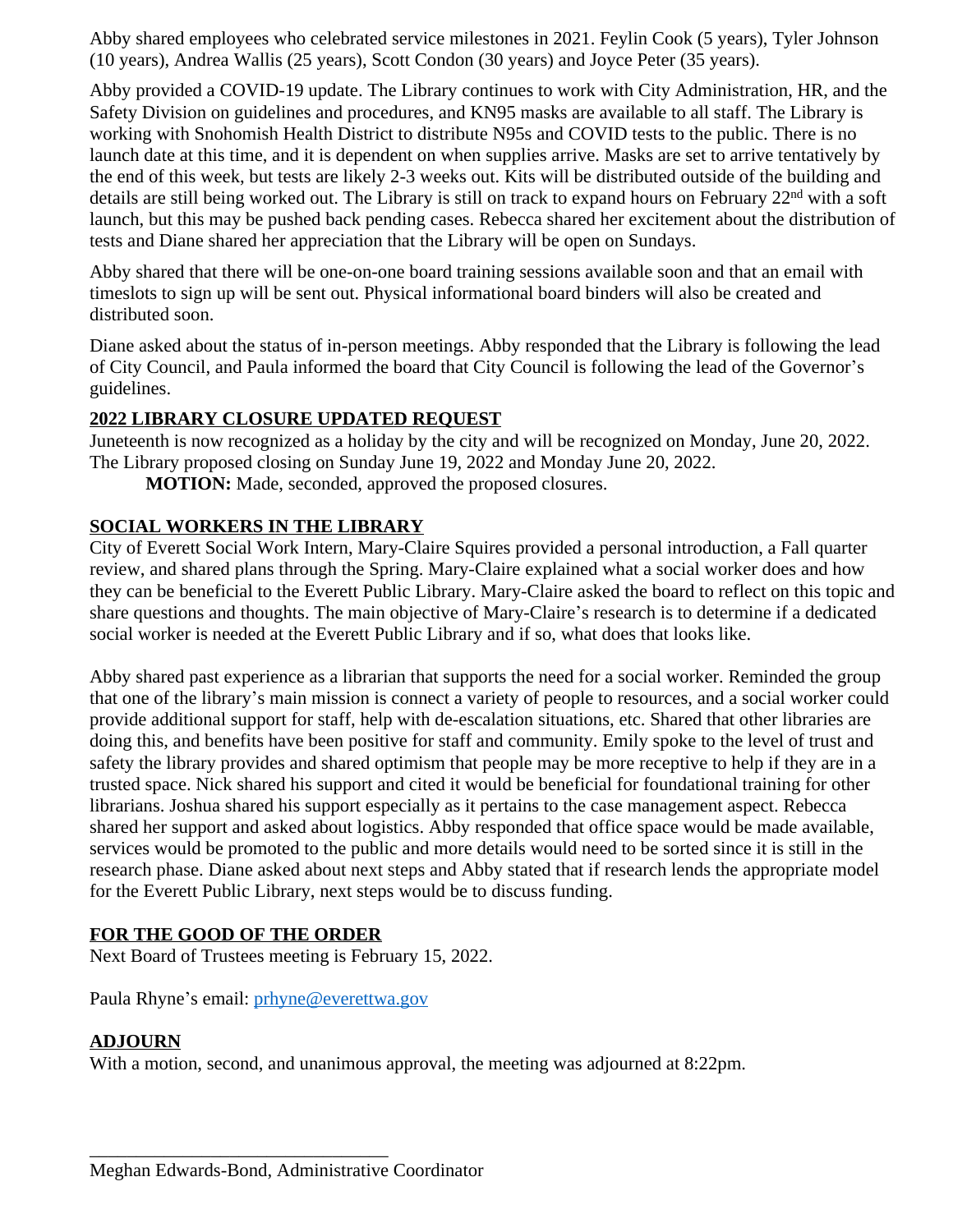Abby shared employees who celebrated service milestones in 2021. Feylin Cook (5 years), Tyler Johnson (10 years), Andrea Wallis (25 years), Scott Condon (30 years) and Joyce Peter (35 years).

Abby provided a COVID-19 update. The Library continues to work with City Administration, HR, and the Safety Division on guidelines and procedures, and KN95 masks are available to all staff. The Library is working with Snohomish Health District to distribute N95s and COVID tests to the public. There is no launch date at this time, and it is dependent on when supplies arrive. Masks are set to arrive tentatively by the end of this week, but tests are likely 2-3 weeks out. Kits will be distributed outside of the building and details are still being worked out. The Library is still on track to expand hours on February 22nd with a soft launch, but this may be pushed back pending cases. Rebecca shared her excitement about the distribution of tests and Diane shared her appreciation that the Library will be open on Sundays.

Abby shared that there will be one-on-one board training sessions available soon and that an email with timeslots to sign up will be sent out. Physical informational board binders will also be created and distributed soon.

Diane asked about the status of in-person meetings. Abby responded that the Library is following the lead of City Council, and Paula informed the board that City Council is following the lead of the Governor's guidelines.

## 2022 LIBRARY CLOSURE UPDATED REQUEST

Juneteenth is now recognized as a holiday by the city and will be recognized on Monday, June 20, 2022. The Library proposed closing on Sunday June 19, 2022 and Monday June 20, 2022.

**MOTION:** Made, seconded, approved the proposed closures.

## SOCIAL WORKERS IN THE LIBRARY

City of Everett Social Work Intern, Mary-Claire Squires provided a personal introduction, a Fall quarter review, and shared plans through the Spring. Mary-Claire explained what a social worker does and how they can be beneficial to the Everett Public Library. Mary-Claire asked the board to reflect on this topic and share questions and thoughts. The main objective of Mary-Claire's research is to determine if a dedicated social worker is needed at the Everett Public Library and if so, what does that looks like.

Abby shared past experience as a librarian that supports the need for a social worker. Reminded the group that one of the library's main mission is connect a variety of people to resources, and a social worker could provide additional support for staff, help with de-escalation situations, etc. Shared that other libraries are doing this, and benefits have been positive for staff and community. Emily spoke to the level of trust and safety the library provides and shared optimism that people may be more receptive to help if they are in a trusted space. Nick shared his support and cited it would be beneficial for foundational training for other librarians. Joshua shared his support especially as it pertains to the case management aspect. Rebecca shared her support and asked about logistics. Abby responded that office space would be made available, services would be promoted to the public and more details would need to be sorted since it is still in the research phase. Diane asked about next steps and Abby stated that if research lends the appropriate model for the Everett Public Library, next steps would be to discuss funding.

## FOR THE GOOD OF THE ORDER

Next Board of Trustees meeting is February 15, 2022.

Paula Rhyne's email: prhyne@everettwa.gov

## ADJOURN

With a motion, second, and unanimous approval, the meeting was adjourned at 8:22pm.

_______________________________

Meghan Edwards-Bond, Administrative Coordinator